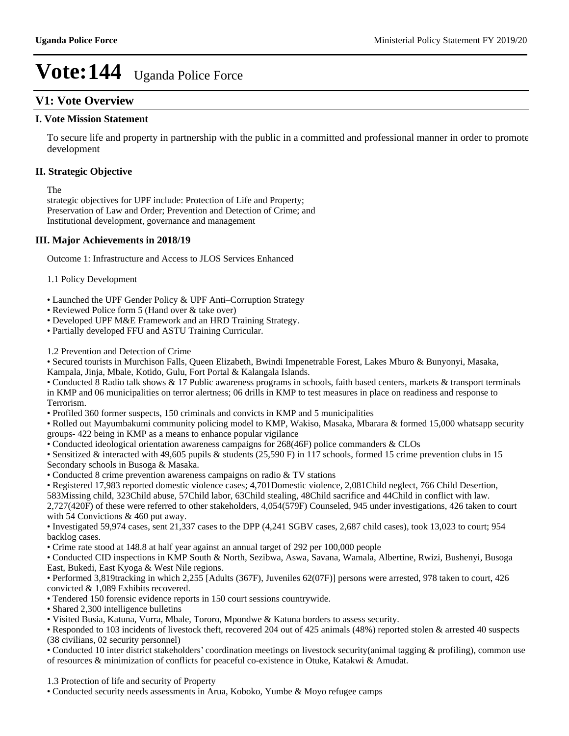# Vote:144 Uganda Police Force

## V1: Vote Overview

### I. Vote Mission Statement

To secure life and property in partnership with the public in a committed and professional manner in order to promote development

### II. Strategic Objective

The
strategic objectives for UPF include: Protection of Life and Property;
Preservation of Law and Order; Prevention and Detection of Crime; and
Institutional development, governance and management

### III. Major Achievements in 2018/19

Outcome 1: Infrastructure and Access to JLOS Services Enhanced

1.1 Policy Development

- Launched the UPF Gender Policy & UPF Anti–Corruption Strategy
- Reviewed Police form 5 (Hand over & take over)
- Developed UPF M&E Framework and an HRD Training Strategy.
- Partially developed FFU and ASTU Training Curricular.

1.2 Prevention and Detection of Crime

- Secured tourists in Murchison Falls, Queen Elizabeth, Bwindi Impenetrable Forest, Lakes Mburo & Bunyonyi, Masaka, Kampala, Jinja, Mbale, Kotido, Gulu, Fort Portal & Kalangala Islands.
- Conducted 8 Radio talk shows & 17 Public awareness programs in schools, faith based centers, markets & transport terminals in KMP and 06 municipalities on terror alertness; 06 drills in KMP to test measures in place on readiness and response to Terrorism.
- Profiled 360 former suspects, 150 criminals and convicts in KMP and 5 municipalities
- Rolled out Mayumbakumi community policing model to KMP, Wakiso, Masaka, Mbarara & formed 15,000 whatsapp security groups- 422 being in KMP as a means to enhance popular vigilance
- Conducted ideological orientation awareness campaigns for 268(46F) police commanders & CLOs
- Sensitized & interacted with 49,605 pupils & students (25,590 F) in 117 schools, formed 15 crime prevention clubs in 15 Secondary schools in Busoga & Masaka.
- Conducted 8 crime prevention awareness campaigns on radio & TV stations
- Registered 17,983 reported domestic violence cases; 4,701Domestic violence, 2,081Child neglect, 766 Child Desertion, 583Missing child, 323Child abuse, 57Child labor, 63Child stealing, 48Child sacrifice and 44Child in conflict with law. 2,727(420F) of these were referred to other stakeholders, 4,054(579F) Counseled, 945 under investigations, 426 taken to court with 54 Convictions & 460 put away.
- Investigated 59,974 cases, sent 21,337 cases to the DPP (4,241 SGBV cases, 2,687 child cases), took 13,023 to court; 954 backlog cases.
- Crime rate stood at 148.8 at half year against an annual target of 292 per 100,000 people
- Conducted CID inspections in KMP South & North, Sezibwa, Aswa, Savana, Wamala, Albertine, Rwizi, Bushenyi, Busoga East, Bukedi, East Kyoga & West Nile regions.
- Performed 3,819tracking in which 2,255 [Adults (367F), Juveniles 62(07F)] persons were arrested, 978 taken to court, 426 convicted & 1,089 Exhibits recovered.
- Tendered 150 forensic evidence reports in 150 court sessions countrywide.
- Shared 2,300 intelligence bulletins
- Visited Busia, Katuna, Vurra, Mbale, Tororo, Mpondwe & Katuna borders to assess security.
- Responded to 103 incidents of livestock theft, recovered 204 out of 425 animals (48%) reported stolen & arrested 40 suspects (38 civilians, 02 security personnel)
- Conducted 10 inter district stakeholders' coordination meetings on livestock security(animal tagging & profiling), common use of resources & minimization of conflicts for peaceful co-existence in Otuke, Katakwi & Amudat.

1.3 Protection of life and security of Property

- Conducted security needs assessments in Arua, Koboko, Yumbe & Moyo refugee camps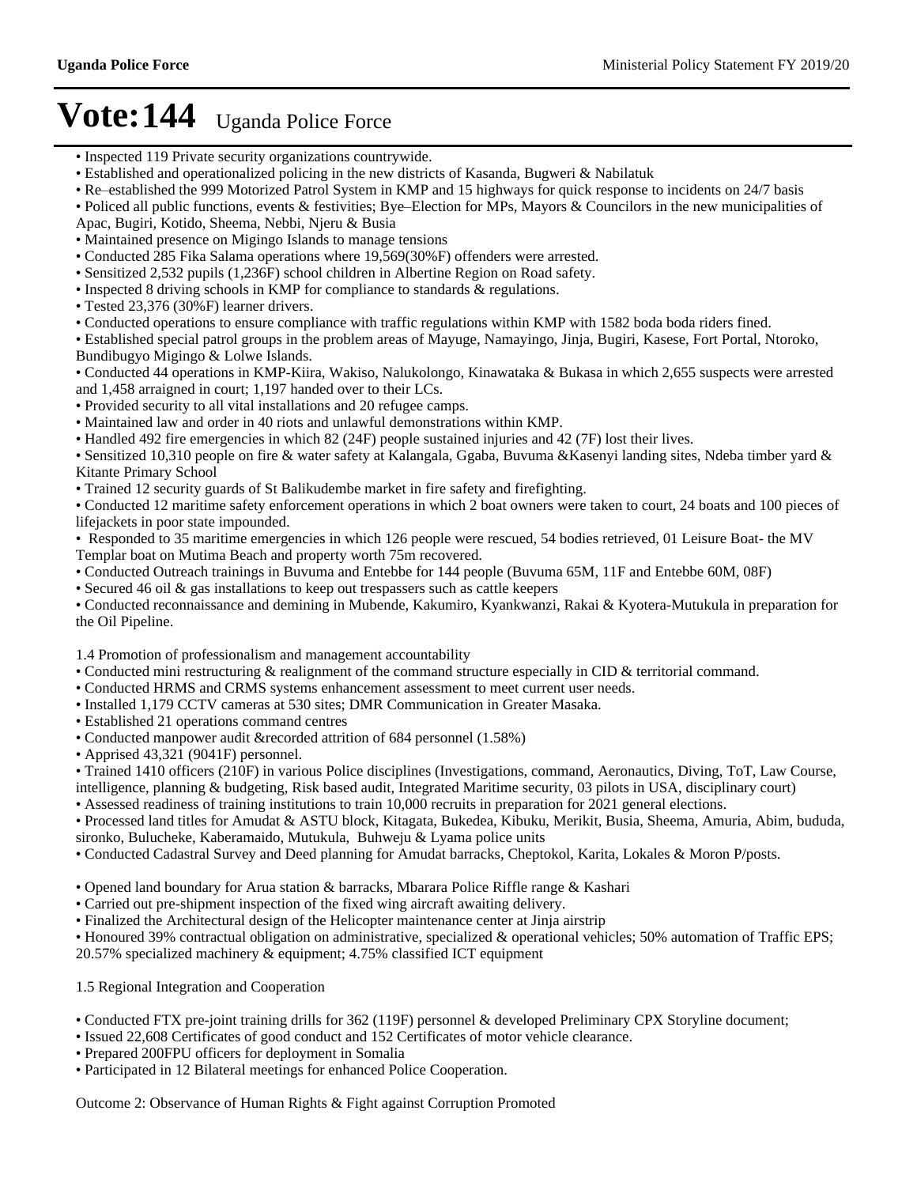# Vote:144 Uganda Police Force

- Inspected 119 Private security organizations countrywide.
- Established and operationalized policing in the new districts of Kasanda, Bugweri & Nabilatuk
- Re–established the 999 Motorized Patrol System in KMP and 15 highways for quick response to incidents on 24/7 basis
- Policed all public functions, events & festivities; Bye–Election for MPs, Mayors & Councilors in the new municipalities of Apac, Bugiri, Kotido, Sheema, Nebbi, Njeru & Busia
- Maintained presence on Migingo Islands to manage tensions
- Conducted 285 Fika Salama operations where 19,569(30%F) offenders were arrested.
- Sensitized 2,532 pupils (1,236F) school children in Albertine Region on Road safety.
- Inspected 8 driving schools in KMP for compliance to standards & regulations.
- Tested 23,376 (30%F) learner drivers.
- Conducted operations to ensure compliance with traffic regulations within KMP with 1582 boda boda riders fined.
- Established special patrol groups in the problem areas of Mayuge, Namayingo, Jinja, Bugiri, Kasese, Fort Portal, Ntoroko, Bundibugyo Migingo & Lolwe Islands.
- Conducted 44 operations in KMP-Kiira, Wakiso, Nalukolongo, Kinawataka & Bukasa in which 2,655 suspects were arrested and 1,458 arraigned in court; 1,197 handed over to their LCs.
- Provided security to all vital installations and 20 refugee camps.
- Maintained law and order in 40 riots and unlawful demonstrations within KMP.
- Handled 492 fire emergencies in which 82 (24F) people sustained injuries and 42 (7F) lost their lives.
- Sensitized 10,310 people on fire & water safety at Kalangala, Ggaba, Buvuma &Kasenyi landing sites, Ndeba timber yard & Kitante Primary School
- Trained 12 security guards of St Balikudembe market in fire safety and firefighting.
- Conducted 12 maritime safety enforcement operations in which 2 boat owners were taken to court, 24 boats and 100 pieces of lifejackets in poor state impounded.
- Responded to 35 maritime emergencies in which 126 people were rescued, 54 bodies retrieved, 01 Leisure Boat- the MV Templar boat on Mutima Beach and property worth 75m recovered.
- Conducted Outreach trainings in Buvuma and Entebbe for 144 people (Buvuma 65M, 11F and Entebbe 60M, 08F)
- Secured 46 oil & gas installations to keep out trespassers such as cattle keepers
- Conducted reconnaissance and demining in Mubende, Kakumiro, Kyankwanzi, Rakai & Kyotera-Mutukula in preparation for the Oil Pipeline.

1.4 Promotion of professionalism and management accountability

- Conducted mini restructuring & realignment of the command structure especially in CID & territorial command.
- Conducted HRMS and CRMS systems enhancement assessment to meet current user needs.
- Installed 1,179 CCTV cameras at 530 sites; DMR Communication in Greater Masaka.
- Established 21 operations command centres
- Conducted manpower audit &recorded attrition of 684 personnel (1.58%)
- Apprised 43,321 (9041F) personnel.
- Trained 1410 officers (210F) in various Police disciplines (Investigations, command, Aeronautics, Diving, ToT, Law Course, intelligence, planning & budgeting, Risk based audit, Integrated Maritime security, 03 pilots in USA, disciplinary court)
- Assessed readiness of training institutions to train 10,000 recruits in preparation for 2021 general elections.
- Processed land titles for Amudat & ASTU block, Kitagata, Bukedea, Kibuku, Merikit, Busia, Sheema, Amuria, Abim, bududa, sironko, Bulucheke, Kaberamaido, Mutukula, Buhweju & Lyama police units
- Conducted Cadastral Survey and Deed planning for Amudat barracks, Cheptokol, Karita, Lokales & Moron P/posts.

- Opened land boundary for Arua station & barracks, Mbarara Police Riffle range & Kashari
- Carried out pre-shipment inspection of the fixed wing aircraft awaiting delivery.
- Finalized the Architectural design of the Helicopter maintenance center at Jinja airstrip
- Honoured 39% contractual obligation on administrative, specialized & operational vehicles; 50% automation of Traffic EPS; 20.57% specialized machinery & equipment; 4.75% classified ICT equipment

1.5 Regional Integration and Cooperation

- Conducted FTX pre-joint training drills for 362 (119F) personnel & developed Preliminary CPX Storyline document;
- Issued 22,608 Certificates of good conduct and 152 Certificates of motor vehicle clearance.
- Prepared 200FPU officers for deployment in Somalia
- Participated in 12 Bilateral meetings for enhanced Police Cooperation.

Outcome 2: Observance of Human Rights & Fight against Corruption Promoted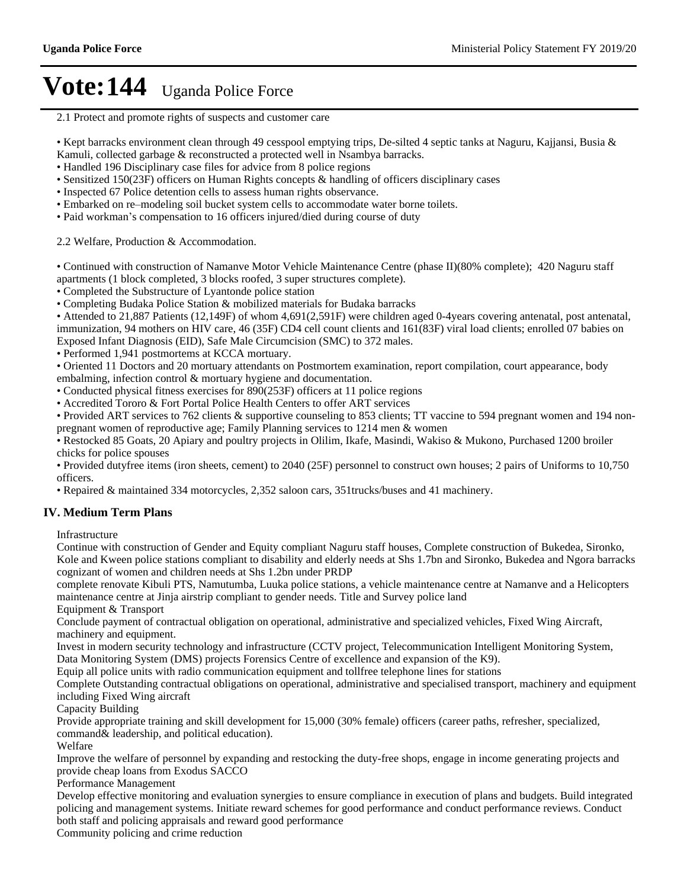# Vote:144 Uganda Police Force

2.1 Protect and promote rights of suspects and customer care

• Kept barracks environment clean through 49 cesspool emptying trips, De-silted 4 septic tanks at Naguru, Kajjansi, Busia & Kamuli, collected garbage & reconstructed a protected well in Nsambya barracks.
• Handled 196 Disciplinary case files for advice from 8 police regions
• Sensitized 150(23F) officers on Human Rights concepts & handling of officers disciplinary cases
• Inspected 67 Police detention cells to assess human rights observance.
• Embarked on re–modeling soil bucket system cells to accommodate water borne toilets.
• Paid workman's compensation to 16 officers injured/died during course of duty

2.2 Welfare, Production & Accommodation.

• Continued with construction of Namanve Motor Vehicle Maintenance Centre (phase II)(80% complete); 420 Naguru staff apartments (1 block completed, 3 blocks roofed, 3 super structures complete).
• Completed the Substructure of Lyantonde police station
• Completing Budaka Police Station & mobilized materials for Budaka barracks
• Attended to 21,887 Patients (12,149F) of whom 4,691(2,591F) were children aged 0-4years covering antenatal, post antenatal, immunization, 94 mothers on HIV care, 46 (35F) CD4 cell count clients and 161(83F) viral load clients; enrolled 07 babies on Exposed Infant Diagnosis (EID), Safe Male Circumcision (SMC) to 372 males.
• Performed 1,941 postmortems at KCCA mortuary.
• Oriented 11 Doctors and 20 mortuary attendants on Postmortem examination, report compilation, court appearance, body embalming, infection control & mortuary hygiene and documentation.
• Conducted physical fitness exercises for 890(253F) officers at 11 police regions
• Accredited Tororo & Fort Portal Police Health Centers to offer ART services
• Provided ART services to 762 clients & supportive counseling to 853 clients; TT vaccine to 594 pregnant women and 194 non-pregnant women of reproductive age; Family Planning services to 1214 men & women
• Restocked 85 Goats, 20 Apiary and poultry projects in Olilim, Ikafe, Masindi, Wakiso & Mukono, Purchased 1200 broiler chicks for police spouses
• Provided dutyfree items (iron sheets, cement) to 2040 (25F) personnel to construct own houses; 2 pairs of Uniforms to 10,750 officers.
• Repaired & maintained 334 motorcycles, 2,352 saloon cars, 351trucks/buses and 41 machinery.

## IV. Medium Term Plans

Infrastructure

Continue with construction of Gender and Equity compliant Naguru staff houses, Complete construction of Bukedea, Sironko, Kole and Kween police stations compliant to disability and elderly needs at Shs 1.7bn and Sironko, Bukedea and Ngora barracks cognizant of women and children needs at Shs 1.2bn under PRDP

complete renovate Kibuli PTS, Namutumba, Luuka police stations, a vehicle maintenance centre at Namanve and a Helicopters maintenance centre at Jinja airstrip compliant to gender needs. Title and Survey police land

Equipment & Transport

Conclude payment of contractual obligation on operational, administrative and specialized vehicles, Fixed Wing Aircraft, machinery and equipment.

Invest in modern security technology and infrastructure (CCTV project, Telecommunication Intelligent Monitoring System, Data Monitoring System (DMS) projects Forensics Centre of excellence and expansion of the K9).

Equip all police units with radio communication equipment and tollfree telephone lines for stations

Complete Outstanding contractual obligations on operational, administrative and specialised transport, machinery and equipment including Fixed Wing aircraft

Capacity Building

Provide appropriate training and skill development for 15,000 (30% female) officers (career paths, refresher, specialized, command& leadership, and political education).

Welfare

Improve the welfare of personnel by expanding and restocking the duty-free shops, engage in income generating projects and provide cheap loans from Exodus SACCO

Performance Management

Develop effective monitoring and evaluation synergies to ensure compliance in execution of plans and budgets. Build integrated policing and management systems. Initiate reward schemes for good performance and conduct performance reviews. Conduct both staff and policing appraisals and reward good performance

Community policing and crime reduction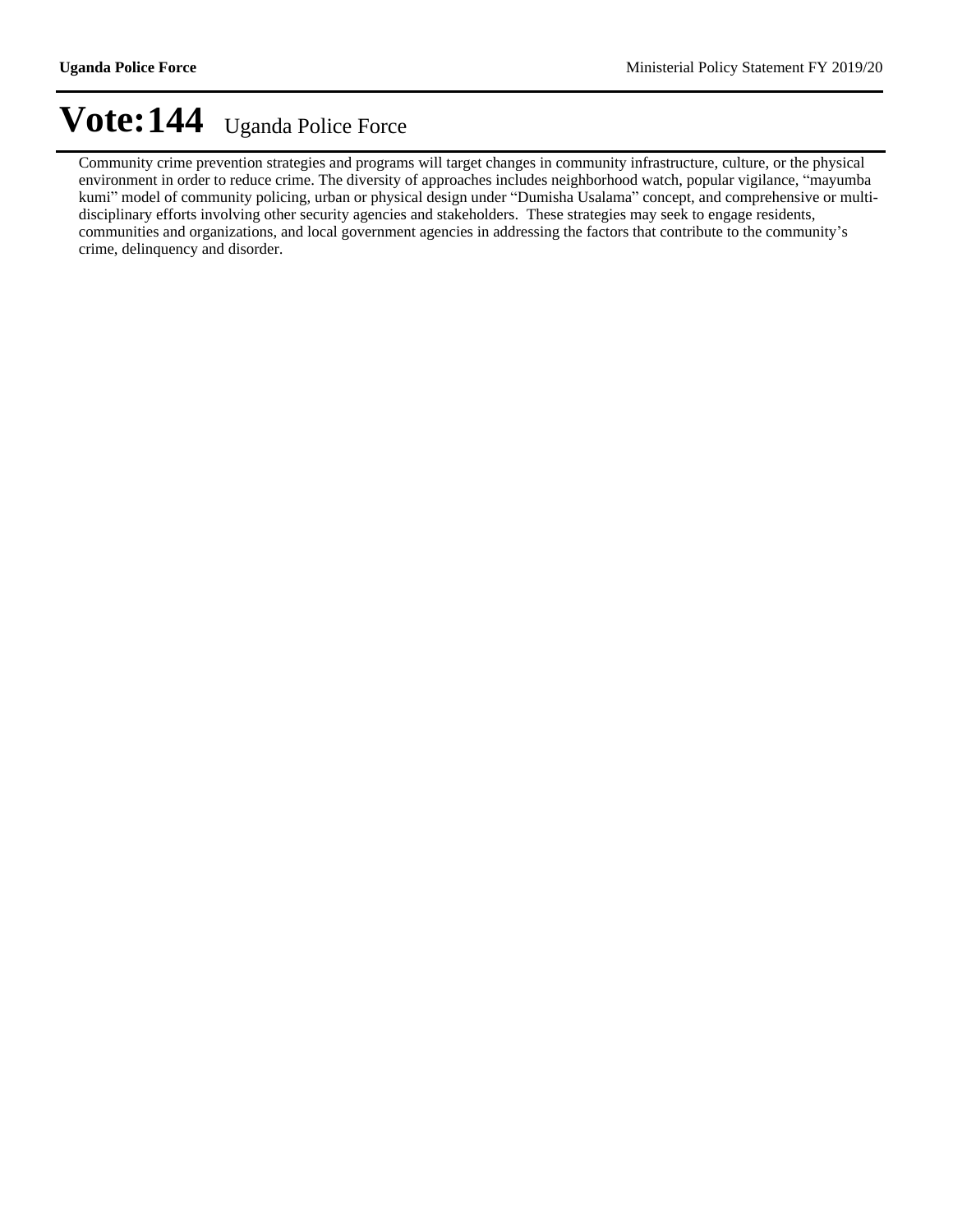Community crime prevention strategies and programs will target changes in community infrastructure, culture, or the physical environment in order to reduce crime. The diversity of approaches includes neighborhood watch, popular vigilance, "mayumba kumi" model of community policing, urban or physical design under "Dumisha Usalama" concept, and comprehensive or multi-disciplinary efforts involving other security agencies and stakeholders. These strategies may seek to engage residents, communities and organizations, and local government agencies in addressing the factors that contribute to the community's crime, delinquency and disorder.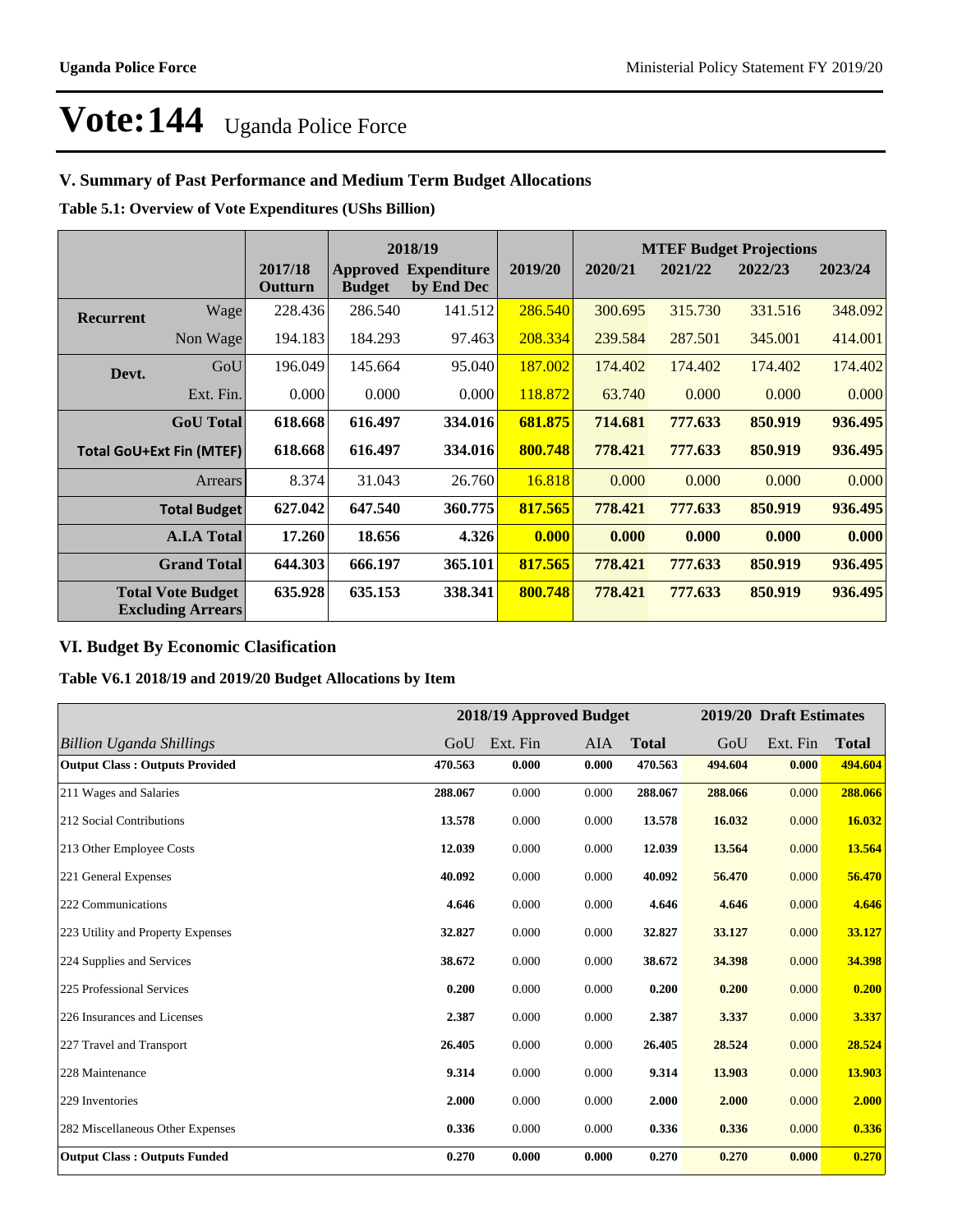# Vote:144 Uganda Police Force

## V. Summary of Past Performance and Medium Term Budget Allocations

**Table 5.1: Overview of Vote Expenditures (UShs Billion)**

| | | | 2018/19 | | | MTEF Budget Projections | | | |
|---|---|---|---|---|---|---|---|---|---|
| | | 2017/18 Outturn | Approved Budget | Expenditure by End Dec | 2019/20 | 2020/21 | 2021/22 | 2022/23 | 2023/24 |
| **Recurrent** | Wage | 228.436 | 286.540 | 141.512 | 286.540 | 300.695 | 315.730 | 331.516 | 348.092 |
| | Non Wage | 194.183 | 184.293 | 97.463 | 208.334 | 239.584 | 287.501 | 345.001 | 414.001 |
| **Devt.** | GoU | 196.049 | 145.664 | 95.040 | 187.002 | 174.402 | 174.402 | 174.402 | 174.402 |
| | Ext. Fin. | 0.000 | 0.000 | 0.000 | 118.872 | 63.740 | 0.000 | 0.000 | 0.000 |
| | **GoU Total** | **618.668** | **616.497** | **334.016** | **681.875** | **714.681** | **777.633** | **850.919** | **936.495** |
| **Total GoU+Ext Fin (MTEF)** | | **618.668** | **616.497** | **334.016** | **800.748** | **778.421** | **777.633** | **850.919** | **936.495** |
| | Arrears | 8.374 | 31.043 | 26.760 | 16.818 | 0.000 | 0.000 | 0.000 | 0.000 |
| | **Total Budget** | **627.042** | **647.540** | **360.775** | **817.565** | **778.421** | **777.633** | **850.919** | **936.495** |
| | **A.I.A Total** | **17.260** | **18.656** | **4.326** | **0.000** | **0.000** | **0.000** | **0.000** | **0.000** |
| | **Grand Total** | **644.303** | **666.197** | **365.101** | **817.565** | **778.421** | **777.633** | **850.919** | **936.495** |
| **Total Vote Budget Excluding Arrears** | | **635.928** | **635.153** | **338.341** | **800.748** | **778.421** | **777.633** | **850.919** | **936.495** |

## VI. Budget By Economic Clasification

**Table V6.1 2018/19 and 2019/20 Budget Allocations by Item**

| | 2018/19 Approved Budget | | | | 2019/20 Draft Estimates | | |
|---|---|---|---|---|---|---|---|
| *Billion Uganda Shillings* | GoU | Ext. Fin | AIA | **Total** | GoU | Ext. Fin | **Total** |
| **Output Class : Outputs Provided** | **470.563** | **0.000** | **0.000** | **470.563** | **494.604** | **0.000** | **494.604** |
| 211 Wages and Salaries | **288.067** | 0.000 | 0.000 | **288.067** | **288.066** | 0.000 | **288.066** |
| 212 Social Contributions | **13.578** | 0.000 | 0.000 | **13.578** | **16.032** | 0.000 | **16.032** |
| 213 Other Employee Costs | **12.039** | 0.000 | 0.000 | **12.039** | **13.564** | 0.000 | **13.564** |
| 221 General Expenses | **40.092** | 0.000 | 0.000 | **40.092** | **56.470** | 0.000 | **56.470** |
| 222 Communications | **4.646** | 0.000 | 0.000 | **4.646** | **4.646** | 0.000 | **4.646** |
| 223 Utility and Property Expenses | **32.827** | 0.000 | 0.000 | **32.827** | **33.127** | 0.000 | **33.127** |
| 224 Supplies and Services | **38.672** | 0.000 | 0.000 | **38.672** | **34.398** | 0.000 | **34.398** |
| 225 Professional Services | **0.200** | 0.000 | 0.000 | **0.200** | **0.200** | 0.000 | **0.200** |
| 226 Insurances and Licenses | **2.387** | 0.000 | 0.000 | **2.387** | **3.337** | 0.000 | **3.337** |
| 227 Travel and Transport | **26.405** | 0.000 | 0.000 | **26.405** | **28.524** | 0.000 | **28.524** |
| 228 Maintenance | **9.314** | 0.000 | 0.000 | **9.314** | **13.903** | 0.000 | **13.903** |
| 229 Inventories | **2.000** | 0.000 | 0.000 | **2.000** | **2.000** | 0.000 | **2.000** |
| 282 Miscellaneous Other Expenses | **0.336** | 0.000 | 0.000 | **0.336** | **0.336** | 0.000 | **0.336** |
| **Output Class : Outputs Funded** | **0.270** | **0.000** | **0.000** | **0.270** | **0.270** | **0.000** | **0.270** |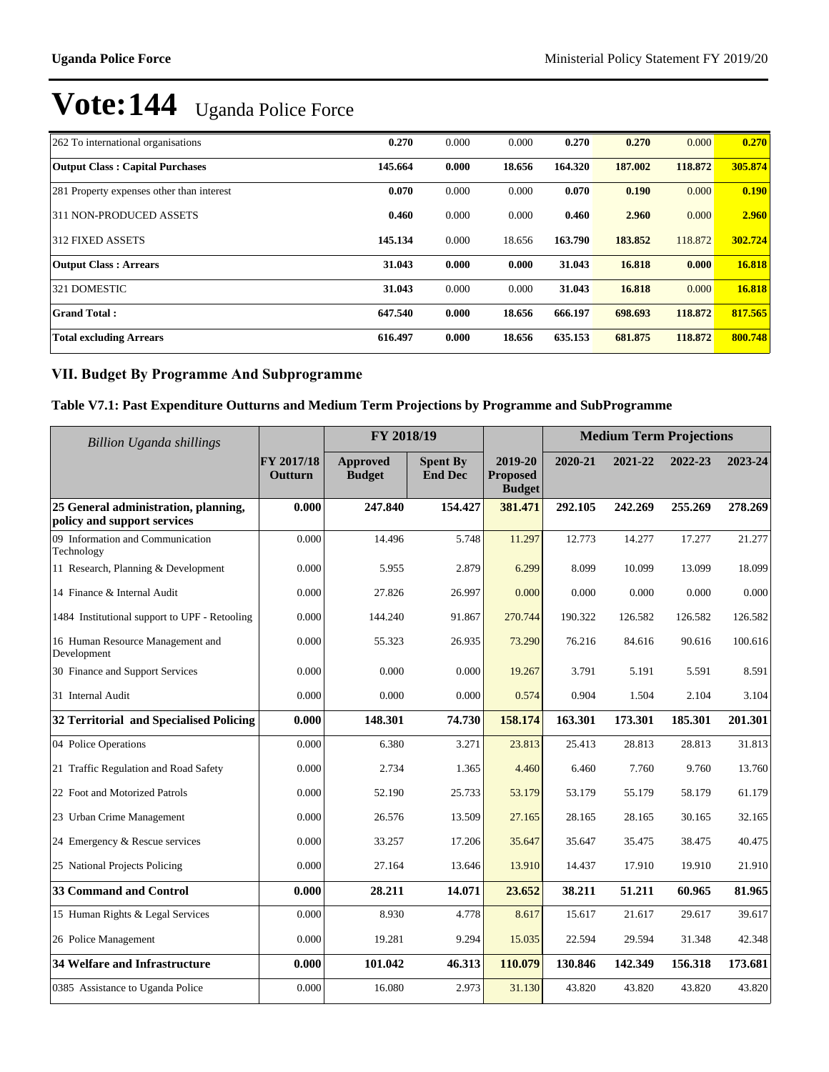# Vote:144 Uganda Police Force

| | | | | | | | |
|---|---|---|---|---|---|---|---|
| 262 To international organisations | **0.270** | 0.000 | 0.000 | **0.270** | **0.270** | 0.000 | **0.270** |
| **Output Class : Capital Purchases** | **145.664** | **0.000** | **18.656** | **164.320** | **187.002** | **118.872** | **305.874** |
| 281 Property expenses other than interest | **0.070** | 0.000 | 0.000 | **0.070** | **0.190** | 0.000 | **0.190** |
| 311 NON-PRODUCED ASSETS | **0.460** | 0.000 | 0.000 | **0.460** | **2.960** | 0.000 | **2.960** |
| 312 FIXED ASSETS | **145.134** | 0.000 | 18.656 | **163.790** | **183.852** | 118.872 | **302.724** |
| **Output Class : Arrears** | **31.043** | **0.000** | **0.000** | **31.043** | **16.818** | **0.000** | **16.818** |
| 321 DOMESTIC | **31.043** | 0.000 | 0.000 | **31.043** | **16.818** | 0.000 | **16.818** |
| **Grand Total :** | **647.540** | **0.000** | **18.656** | **666.197** | **698.693** | **118.872** | **817.565** |
| **Total excluding Arrears** | **616.497** | **0.000** | **18.656** | **635.153** | **681.875** | **118.872** | **800.748** |

## VII. Budget By Programme And Subprogramme

### Table V7.1: Past Expenditure Outturns and Medium Term Projections by Programme and SubProgramme

| *Billion Uganda shillings* | | FY 2018/19 | | | Medium Term Projections | | | |
|---|---|---|---|---|---|---|---|---|
| | **FY 2017/18 Outturn** | **Approved Budget** | **Spent By End Dec** | **2019-20 Proposed Budget** | **2020-21** | **2021-22** | **2022-23** | **2023-24** |
| **25 General administration, planning, policy and support services** | **0.000** | **247.840** | **154.427** | **381.471** | **292.105** | **242.269** | **255.269** | **278.269** |
| 09 Information and Communication Technology | 0.000 | 14.496 | 5.748 | 11.297 | 12.773 | 14.277 | 17.277 | 21.277 |
| 11 Research, Planning & Development | 0.000 | 5.955 | 2.879 | 6.299 | 8.099 | 10.099 | 13.099 | 18.099 |
| 14 Finance & Internal Audit | 0.000 | 27.826 | 26.997 | 0.000 | 0.000 | 0.000 | 0.000 | 0.000 |
| 1484 Institutional support to UPF - Retooling | 0.000 | 144.240 | 91.867 | 270.744 | 190.322 | 126.582 | 126.582 | 126.582 |
| 16 Human Resource Management and Development | 0.000 | 55.323 | 26.935 | 73.290 | 76.216 | 84.616 | 90.616 | 100.616 |
| 30 Finance and Support Services | 0.000 | 0.000 | 0.000 | 19.267 | 3.791 | 5.191 | 5.591 | 8.591 |
| 31 Internal Audit | 0.000 | 0.000 | 0.000 | 0.574 | 0.904 | 1.504 | 2.104 | 3.104 |
| **32 Territorial and Specialised Policing** | **0.000** | **148.301** | **74.730** | **158.174** | **163.301** | **173.301** | **185.301** | **201.301** |
| 04 Police Operations | 0.000 | 6.380 | 3.271 | 23.813 | 25.413 | 28.813 | 28.813 | 31.813 |
| 21 Traffic Regulation and Road Safety | 0.000 | 2.734 | 1.365 | 4.460 | 6.460 | 7.760 | 9.760 | 13.760 |
| 22 Foot and Motorized Patrols | 0.000 | 52.190 | 25.733 | 53.179 | 53.179 | 55.179 | 58.179 | 61.179 |
| 23 Urban Crime Management | 0.000 | 26.576 | 13.509 | 27.165 | 28.165 | 28.165 | 30.165 | 32.165 |
| 24 Emergency & Rescue services | 0.000 | 33.257 | 17.206 | 35.647 | 35.647 | 35.475 | 38.475 | 40.475 |
| 25 National Projects Policing | 0.000 | 27.164 | 13.646 | 13.910 | 14.437 | 17.910 | 19.910 | 21.910 |
| **33 Command and Control** | **0.000** | **28.211** | **14.071** | **23.652** | **38.211** | **51.211** | **60.965** | **81.965** |
| 15 Human Rights & Legal Services | 0.000 | 8.930 | 4.778 | 8.617 | 15.617 | 21.617 | 29.617 | 39.617 |
| 26 Police Management | 0.000 | 19.281 | 9.294 | 15.035 | 22.594 | 29.594 | 31.348 | 42.348 |
| **34 Welfare and Infrastructure** | **0.000** | **101.042** | **46.313** | **110.079** | **130.846** | **142.349** | **156.318** | **173.681** |
| 0385 Assistance to Uganda Police | 0.000 | 16.080 | 2.973 | 31.130 | 43.820 | 43.820 | 43.820 | 43.820 |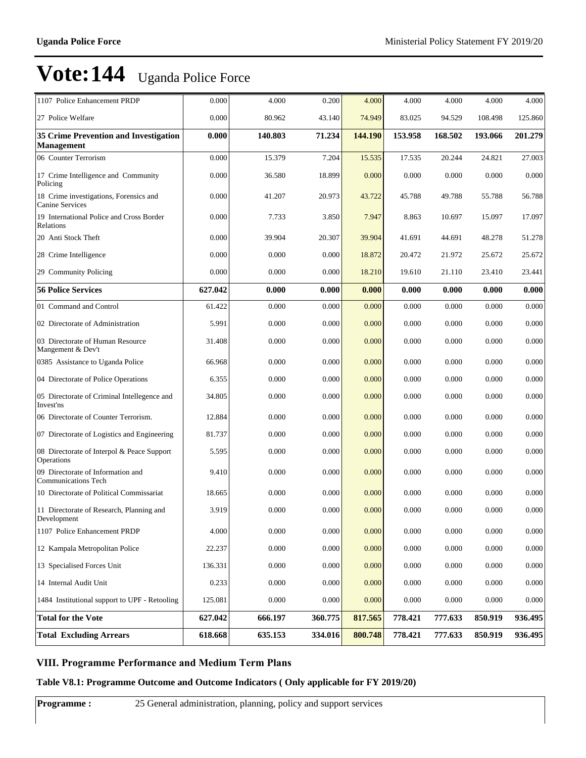# Vote:144 Uganda Police Force

| | | | | | | | | |
|---|---|---|---|---|---|---|---|---|
| 1107 Police Enhancement PRDP | 0.000 | 4.000 | 0.200 | 4.000 | 4.000 | 4.000 | 4.000 | 4.000 |
| 27 Police Welfare | 0.000 | 80.962 | 43.140 | 74.949 | 83.025 | 94.529 | 108.498 | 125.860 |
| **35 Crime Prevention and Investigation Management** | **0.000** | **140.803** | **71.234** | **144.190** | **153.958** | **168.502** | **193.066** | **201.279** |
| 06 Counter Terrorism | 0.000 | 15.379 | 7.204 | 15.535 | 17.535 | 20.244 | 24.821 | 27.003 |
| 17 Crime Intelligence and Community Policing | 0.000 | 36.580 | 18.899 | 0.000 | 0.000 | 0.000 | 0.000 | 0.000 |
| 18 Crime investigations, Forensics and Canine Services | 0.000 | 41.207 | 20.973 | 43.722 | 45.788 | 49.788 | 55.788 | 56.788 |
| 19 International Police and Cross Border Relations | 0.000 | 7.733 | 3.850 | 7.947 | 8.863 | 10.697 | 15.097 | 17.097 |
| 20 Anti Stock Theft | 0.000 | 39.904 | 20.307 | 39.904 | 41.691 | 44.691 | 48.278 | 51.278 |
| 28 Crime Intelligence | 0.000 | 0.000 | 0.000 | 18.872 | 20.472 | 21.972 | 25.672 | 25.672 |
| 29 Community Policing | 0.000 | 0.000 | 0.000 | 18.210 | 19.610 | 21.110 | 23.410 | 23.441 |
| **56 Police Services** | **627.042** | **0.000** | **0.000** | **0.000** | **0.000** | **0.000** | **0.000** | **0.000** |
| 01 Command and Control | 61.422 | 0.000 | 0.000 | 0.000 | 0.000 | 0.000 | 0.000 | 0.000 |
| 02 Directorate of Administration | 5.991 | 0.000 | 0.000 | 0.000 | 0.000 | 0.000 | 0.000 | 0.000 |
| 03 Directorate of Human Resource Mangement & Dev't | 31.408 | 0.000 | 0.000 | 0.000 | 0.000 | 0.000 | 0.000 | 0.000 |
| 0385 Assistance to Uganda Police | 66.968 | 0.000 | 0.000 | 0.000 | 0.000 | 0.000 | 0.000 | 0.000 |
| 04 Directorate of Police Operations | 6.355 | 0.000 | 0.000 | 0.000 | 0.000 | 0.000 | 0.000 | 0.000 |
| 05 Directorate of Criminal Intellegence and Invest'ns | 34.805 | 0.000 | 0.000 | 0.000 | 0.000 | 0.000 | 0.000 | 0.000 |
| 06 Directorate of Counter Terrorism. | 12.884 | 0.000 | 0.000 | 0.000 | 0.000 | 0.000 | 0.000 | 0.000 |
| 07 Directorate of Logistics and Engineering | 81.737 | 0.000 | 0.000 | 0.000 | 0.000 | 0.000 | 0.000 | 0.000 |
| 08 Directorate of Interpol & Peace Support Operations | 5.595 | 0.000 | 0.000 | 0.000 | 0.000 | 0.000 | 0.000 | 0.000 |
| 09 Directorate of Information and Communications Tech | 9.410 | 0.000 | 0.000 | 0.000 | 0.000 | 0.000 | 0.000 | 0.000 |
| 10 Directorate of Political Commissariat | 18.665 | 0.000 | 0.000 | 0.000 | 0.000 | 0.000 | 0.000 | 0.000 |
| 11 Directorate of Research, Planning and Development | 3.919 | 0.000 | 0.000 | 0.000 | 0.000 | 0.000 | 0.000 | 0.000 |
| 1107 Police Enhancement PRDP | 4.000 | 0.000 | 0.000 | 0.000 | 0.000 | 0.000 | 0.000 | 0.000 |
| 12 Kampala Metropolitan Police | 22.237 | 0.000 | 0.000 | 0.000 | 0.000 | 0.000 | 0.000 | 0.000 |
| 13 Specialised Forces Unit | 136.331 | 0.000 | 0.000 | 0.000 | 0.000 | 0.000 | 0.000 | 0.000 |
| 14 Internal Audit Unit | 0.233 | 0.000 | 0.000 | 0.000 | 0.000 | 0.000 | 0.000 | 0.000 |
| 1484 Institutional support to UPF - Retooling | 125.081 | 0.000 | 0.000 | 0.000 | 0.000 | 0.000 | 0.000 | 0.000 |
| **Total for the Vote** | **627.042** | **666.197** | **360.775** | **817.565** | **778.421** | **777.633** | **850.919** | **936.495** |
| **Total Excluding Arrears** | **618.668** | **635.153** | **334.016** | **800.748** | **778.421** | **777.633** | **850.919** | **936.495** |

### VIII. Programme Performance and Medium Term Plans

**Table V8.1: Programme Outcome and Outcome Indicators ( Only applicable for FY 2019/20)**

| **Programme :** | 25 General administration, planning, policy and support services |
|---|---|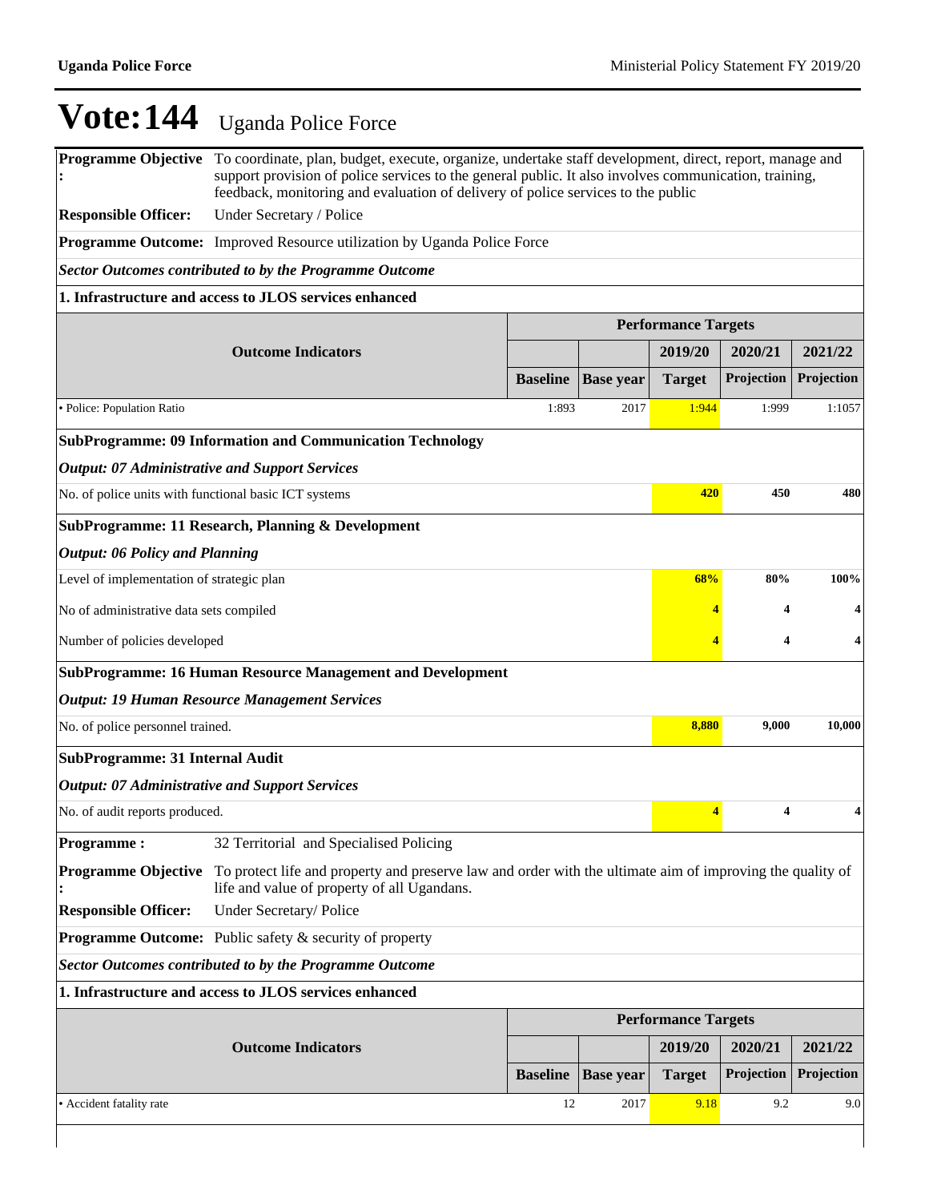# Vote:144 Uganda Police Force

**Programme Objective :** To coordinate, plan, budget, execute, organize, undertake staff development, direct, report, manage and support provision of police services to the general public. It also involves communication, training, feedback, monitoring and evaluation of delivery of police services to the public

**Responsible Officer:** Under Secretary / Police

**Programme Outcome:** Improved Resource utilization by Uganda Police Force

***Sector Outcomes contributed to by the Programme Outcome***

**1. Infrastructure and access to JLOS services enhanced**

| Outcome Indicators | Performance Targets | | | | |
|---|---|---|---|---|---|
| | | | 2019/20 | 2020/21 | 2021/22 |
| | Baseline | Base year | Target | Projection | Projection |
| • Police: Population Ratio | 1:893 | 2017 | 1:944 | 1:999 | 1:1057 |

**SubProgramme: 09 Information and Communication Technology**

***Output: 07 Administrative and Support Services***

| Indicator | 2019/20 Target | 2020/21 Projection | 2021/22 Projection |
|---|---|---|---|
| No. of police units with functional basic ICT systems | 420 | 450 | 480 |

**SubProgramme: 11 Research, Planning & Development**

***Output: 06 Policy and Planning***

| Indicator | 2019/20 Target | 2020/21 Projection | 2021/22 Projection |
|---|---|---|---|
| Level of implementation of strategic plan | 68% | 80% | 100% |
| No of administrative data sets compiled | 4 | 4 | 4 |
| Number of policies developed | 4 | 4 | 4 |

**SubProgramme: 16 Human Resource Management and Development**

***Output: 19 Human Resource Management Services***

| Indicator | 2019/20 Target | 2020/21 Projection | 2021/22 Projection |
|---|---|---|---|
| No. of police personnel trained. | 8,880 | 9,000 | 10,000 |

**SubProgramme: 31 Internal Audit**

***Output: 07 Administrative and Support Services***

| Indicator | 2019/20 Target | 2020/21 Projection | 2021/22 Projection |
|---|---|---|---|
| No. of audit reports produced. | 4 | 4 | 4 |

**Programme :** 32 Territorial and Specialised Policing

**Programme Objective :** To protect life and property and preserve law and order with the ultimate aim of improving the quality of life and value of property of all Ugandans.

**Responsible Officer:** Under Secretary/ Police

**Programme Outcome:** Public safety & security of property

***Sector Outcomes contributed to by the Programme Outcome***

**1. Infrastructure and access to JLOS services enhanced**

| Outcome Indicators | Performance Targets | | | | |
|---|---|---|---|---|---|
| | | | 2019/20 | 2020/21 | 2021/22 |
| | Baseline | Base year | Target | Projection | Projection |
| • Accident fatality rate | 12 | 2017 | 9.18 | 9.2 | 9.0 |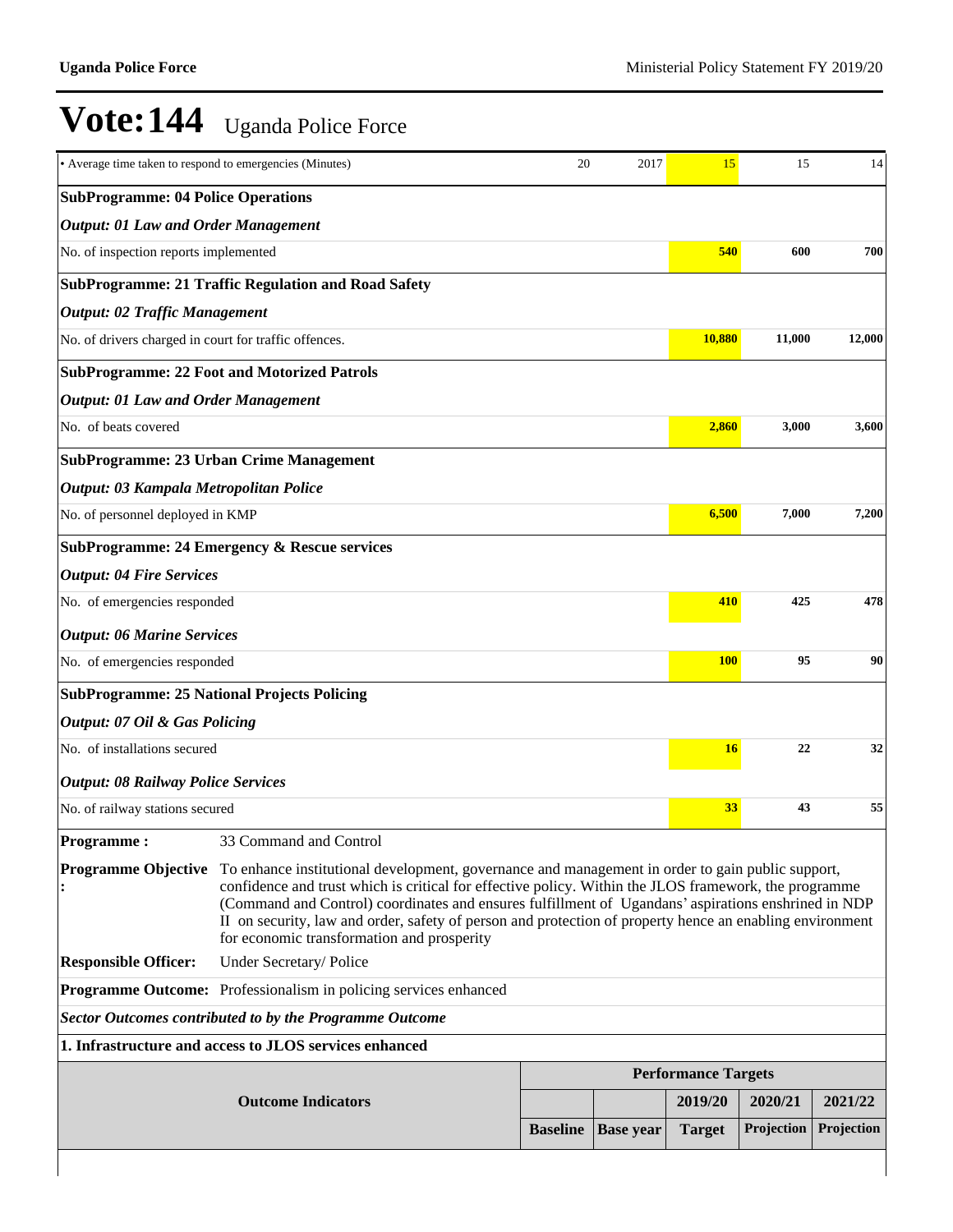# Vote:144 Uganda Police Force

| | | | | | |
|---|---|---|---|---|---|
| • Average time taken to respond to emergencies (Minutes) | 20 | 2017 | 15 | 15 | 14 |
| **SubProgramme: 04 Police Operations** | | | | | |
| ***Output: 01 Law and Order Management*** | | | | | |
| No. of inspection reports implemented | | | **540** | **600** | **700** |
| **SubProgramme: 21 Traffic Regulation and Road Safety** | | | | | |
| ***Output: 02 Traffic Management*** | | | | | |
| No. of drivers charged in court for traffic offences. | | | **10,880** | **11,000** | **12,000** |
| **SubProgramme: 22 Foot and Motorized Patrols** | | | | | |
| ***Output: 01 Law and Order Management*** | | | | | |
| No. of beats covered | | | **2,860** | **3,000** | **3,600** |
| **SubProgramme: 23 Urban Crime Management** | | | | | |
| ***Output: 03 Kampala Metropolitan Police*** | | | | | |
| No. of personnel deployed in KMP | | | **6,500** | **7,000** | **7,200** |
| **SubProgramme: 24 Emergency & Rescue services** | | | | | |
| ***Output: 04 Fire Services*** | | | | | |
| No. of emergencies responded | | | **410** | **425** | **478** |
| ***Output: 06 Marine Services*** | | | | | |
| No. of emergencies responded | | | **100** | **95** | **90** |
| **SubProgramme: 25 National Projects Policing** | | | | | |
| ***Output: 07 Oil & Gas Policing*** | | | | | |
| No. of installations secured | | | **16** | **22** | **32** |
| ***Output: 08 Railway Police Services*** | | | | | |
| No. of railway stations secured | | | **33** | **43** | **55** |

**Programme :** 33 Command and Control

**Programme Objective :** To enhance institutional development, governance and management in order to gain public support, confidence and trust which is critical for effective policy. Within the JLOS framework, the programme (Command and Control) coordinates and ensures fulfillment of Ugandans' aspirations enshrined in NDP II on security, law and order, safety of person and protection of property hence an enabling environment for economic transformation and prosperity

**Responsible Officer:** Under Secretary/ Police

**Programme Outcome:** Professionalism in policing services enhanced

***Sector Outcomes contributed to by the Programme Outcome***

**1. Infrastructure and access to JLOS services enhanced**

| Outcome Indicators | Performance Targets | | | | |
|---|---|---|---|---|---|
| | | | 2019/20 | 2020/21 | 2021/22 |
| | Baseline | Base year | Target | Projection | Projection |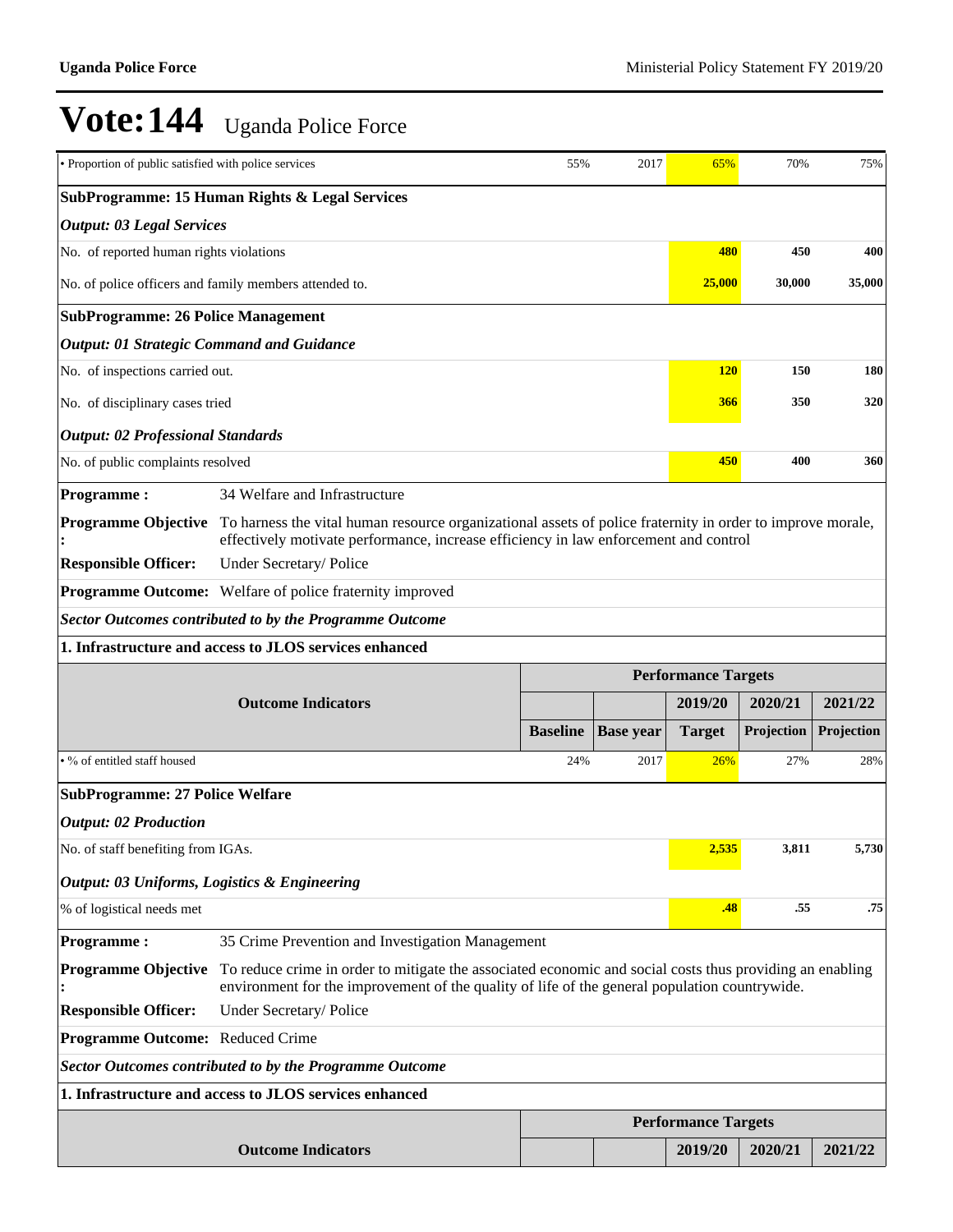# Vote:144 Uganda Police Force

| | | | | | |
|---|---|---|---|---|---|
| • Proportion of public satisfied with police services | 55% | 2017 | 65% | 70% | 75% |
| **SubProgramme: 15 Human Rights & Legal Services** | | | | | |
| ***Output: 03 Legal Services*** | | | | | |
| No. of reported human rights violations | | | **480** | **450** | **400** |
| No. of police officers and family members attended to. | | | **25,000** | **30,000** | **35,000** |
| **SubProgramme: 26 Police Management** | | | | | |
| ***Output: 01 Strategic Command and Guidance*** | | | | | |
| No. of inspections carried out. | | | **120** | **150** | **180** |
| No. of disciplinary cases tried | | | **366** | **350** | **320** |
| ***Output: 02 Professional Standards*** | | | | | |
| No. of public complaints resolved | | | **450** | **400** | **360** |

**Programme :** 34 Welfare and Infrastructure

**Programme Objective :** To harness the vital human resource organizational assets of police fraternity in order to improve morale, effectively motivate performance, increase efficiency in law enforcement and control

**Responsible Officer:** Under Secretary/ Police

**Programme Outcome:** Welfare of police fraternity improved

***Sector Outcomes contributed to by the Programme Outcome***

**1. Infrastructure and access to JLOS services enhanced**

| Outcome Indicators | Performance Targets | | | | |
|---|---|---|---|---|---|
| | | | 2019/20 | 2020/21 | 2021/22 |
| | Baseline | Base year | Target | Projection | Projection |
| • % of entitled staff housed | 24% | 2017 | 26% | 27% | 28% |
| **SubProgramme: 27 Police Welfare** | | | | | |
| ***Output: 02 Production*** | | | | | |
| No. of staff benefiting from IGAs. | | | **2,535** | **3,811** | **5,730** |
| ***Output: 03 Uniforms, Logistics & Engineering*** | | | | | |
| % of logistical needs met | | | **.48** | **.55** | **.75** |

**Programme :** 35 Crime Prevention and Investigation Management

**Programme Objective :** To reduce crime in order to mitigate the associated economic and social costs thus providing an enabling environment for the improvement of the quality of life of the general population countrywide.

**Responsible Officer:** Under Secretary/ Police

**Programme Outcome:** Reduced Crime

***Sector Outcomes contributed to by the Programme Outcome***

**1. Infrastructure and access to JLOS services enhanced**

| Outcome Indicators | Performance Targets | | | | |
|---|---|---|---|---|---|
| | | | 2019/20 | 2020/21 | 2021/22 |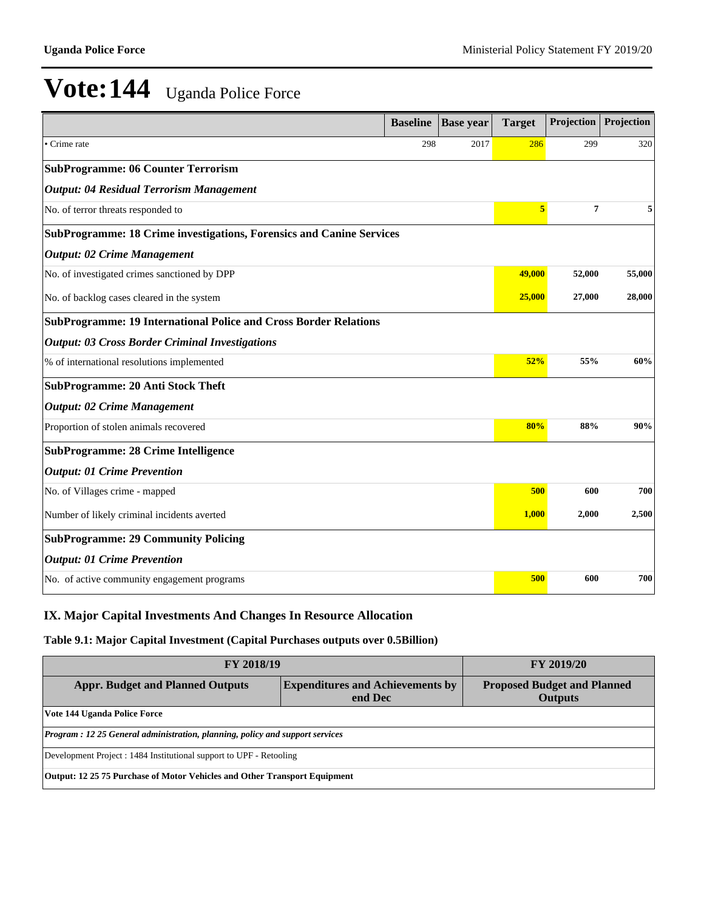# Vote:144 Uganda Police Force

| | Baseline | Base year | Target | Projection | Projection |
|---|---|---|---|---|---|
| • Crime rate | 298 | 2017 | 286 | 299 | 320 |
| **SubProgramme: 06 Counter Terrorism** | | | | | |
| ***Output: 04 Residual Terrorism Management*** | | | | | |
| No. of terror threats responded to | | | **5** | **7** | **5** |
| **SubProgramme: 18 Crime investigations, Forensics and Canine Services** | | | | | |
| ***Output: 02 Crime Management*** | | | | | |
| No. of investigated crimes sanctioned by DPP | | | **49,000** | **52,000** | **55,000** |
| No. of backlog cases cleared in the system | | | **25,000** | **27,000** | **28,000** |
| **SubProgramme: 19 International Police and Cross Border Relations** | | | | | |
| ***Output: 03 Cross Border Criminal Investigations*** | | | | | |
| % of international resolutions implemented | | | **52%** | **55%** | **60%** |
| **SubProgramme: 20 Anti Stock Theft** | | | | | |
| ***Output: 02 Crime Management*** | | | | | |
| Proportion of stolen animals recovered | | | **80%** | **88%** | **90%** |
| **SubProgramme: 28 Crime Intelligence** | | | | | |
| ***Output: 01 Crime Prevention*** | | | | | |
| No. of Villages crime - mapped | | | **500** | **600** | **700** |
| Number of likely criminal incidents averted | | | **1,000** | **2,000** | **2,500** |
| **SubProgramme: 29 Community Policing** | | | | | |
| ***Output: 01 Crime Prevention*** | | | | | |
| No. of active community engagement programs | | | **500** | **600** | **700** |

## IX. Major Capital Investments And Changes In Resource Allocation

### Table 9.1: Major Capital Investment (Capital Purchases outputs over 0.5Billion)

| FY 2018/19 | | FY 2019/20 |
|---|---|---|
| **Appr. Budget and Planned Outputs** | **Expenditures and Achievements by end Dec** | **Proposed Budget and Planned Outputs** |
| **Vote 144 Uganda Police Force** | | |
| ***Program : 12 25 General administration, planning, policy and support services*** | | |
| Development Project : 1484 Institutional support to UPF - Retooling | | |
| **Output: 12 25 75 Purchase of Motor Vehicles and Other Transport Equipment** | | |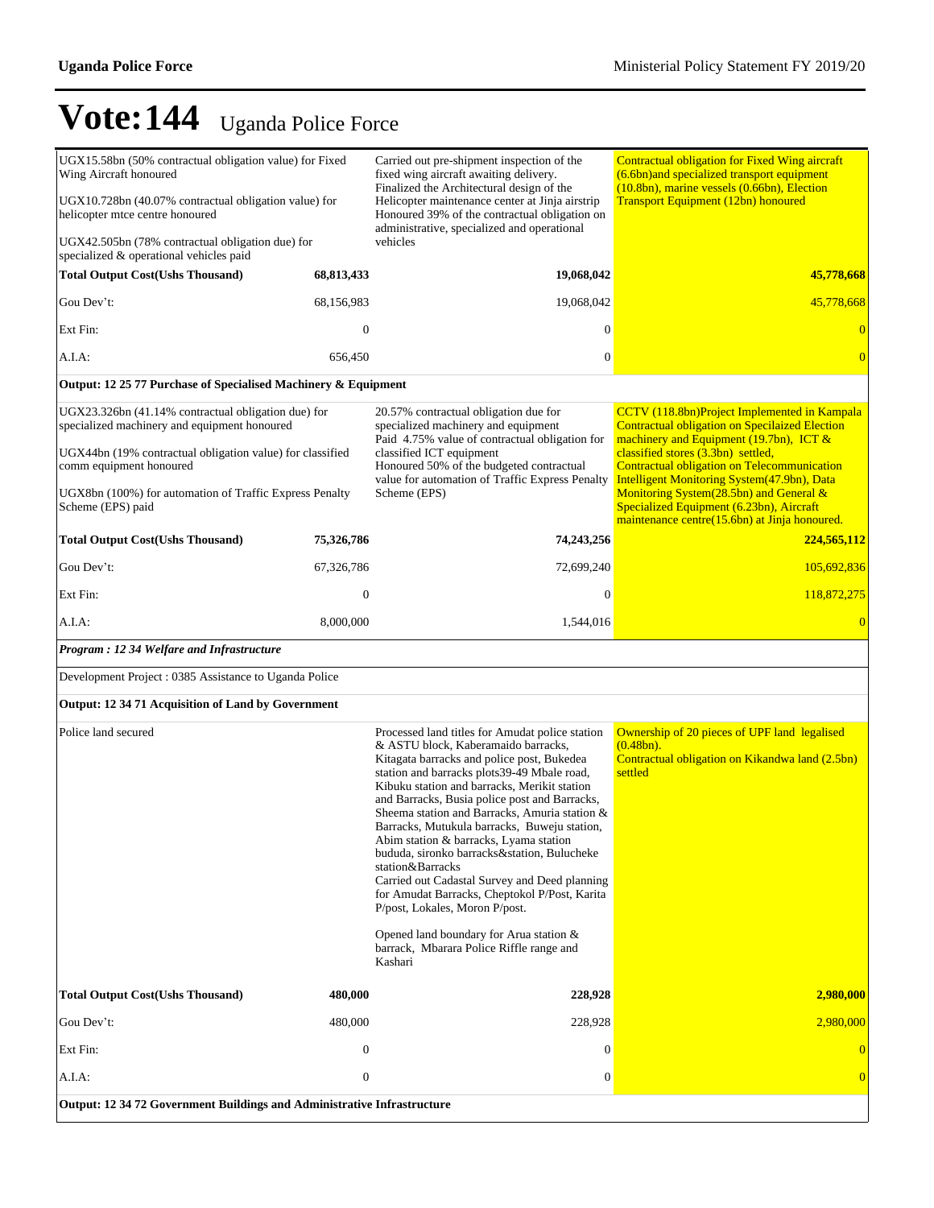# Vote:144 Uganda Police Force

| | | | |
|---|---|---|---|
| UGX15.58bn (50% contractual obligation value) for Fixed Wing Aircraft honoured<br><br>UGX10.728bn (40.07% contractual obligation value) for helicopter mtce centre honoured<br><br>UGX42.505bn (78% contractual obligation due) for specialized & operational vehicles paid | | Carried out pre-shipment inspection of the fixed wing aircraft awaiting delivery.<br>Finalized the Architectural design of the Helicopter maintenance center at Jinja airstrip<br>Honoured 39% of the contractual obligation on administrative, specialized and operational vehicles | Contractual obligation for Fixed Wing aircraft (6.6bn)and specialized transport equipment (10.8bn), marine vessels (0.66bn), Election Transport Equipment (12bn) honoured |
| **Total Output Cost(Ushs Thousand)** | **68,813,433** | **19,068,042** | **45,778,668** |
| Gou Dev't: | 68,156,983 | 19,068,042 | 45,778,668 |
| Ext Fin: | 0 | 0 | 0 |
| A.I.A: | 656,450 | 0 | 0 |
| **Output: 12 25 77 Purchase of Specialised Machinery & Equipment** | | | |
| UGX23.326bn (41.14% contractual obligation due) for specialized machinery and equipment honoured<br><br>UGX44bn (19% contractual obligation value) for classified comm equipment honoured<br><br>UGX8bn (100%) for automation of Traffic Express Penalty Scheme (EPS) paid | | 20.57% contractual obligation due for specialized machinery and equipment<br>Paid 4.75% value of contractual obligation for classified ICT equipment<br>Honoured 50% of the budgeted contractual value for automation of Traffic Express Penalty Scheme (EPS) | CCTV (118.8bn)Project Implemented in Kampala<br>Contractual obligation on Specilaized Election machinery and Equipment (19.7bn), ICT & classified stores (3.3bn) settled,<br>Contractual obligation on Telecommunication Intelligent Monitoring System(47.9bn), Data Monitoring System(28.5bn) and General & Specialized Equipment (6.23bn), Aircraft maintenance centre(15.6bn) at Jinja honoured. |
| **Total Output Cost(Ushs Thousand)** | **75,326,786** | **74,243,256** | **224,565,112** |
| Gou Dev't: | 67,326,786 | 72,699,240 | 105,692,836 |
| Ext Fin: | 0 | 0 | 118,872,275 |
| A.I.A: | 8,000,000 | 1,544,016 | 0 |
| ***Program : 12 34 Welfare and Infrastructure*** | | | |
| Development Project : 0385 Assistance to Uganda Police | | | |
| **Output: 12 34 71 Acquisition of Land by Government** | | | |
| Police land secured | | Processed land titles for Amudat police station & ASTU block, Kaberamaido barracks, Kitagata barracks and police post, Bukedea station and barracks plots39-49 Mbale road, Kibuku station and barracks, Merikit station and Barracks, Busia police post and Barracks, Sheema station and Barracks, Amuria station & Barracks, Mutukula barracks, Buweju station, Abim station & barracks, Lyama station bududa, sironko barracks&station, Bulucheke station&Barracks<br>Carried out Cadastal Survey and Deed planning for Amudat Barracks, Cheptokol P/Post, Karita P/post, Lokales, Moron P/post.<br><br>Opened land boundary for Arua station & barrack, Mbarara Police Riffle range and Kashari | Ownership of 20 pieces of UPF land legalised (0.48bn).<br>Contractual obligation on Kikandwa land (2.5bn) settled |
| **Total Output Cost(Ushs Thousand)** | **480,000** | **228,928** | **2,980,000** |
| Gou Dev't: | 480,000 | 228,928 | 2,980,000 |
| Ext Fin: | 0 | 0 | 0 |
| A.I.A: | 0 | 0 | 0 |
| **Output: 12 34 72 Government Buildings and Administrative Infrastructure** | | | |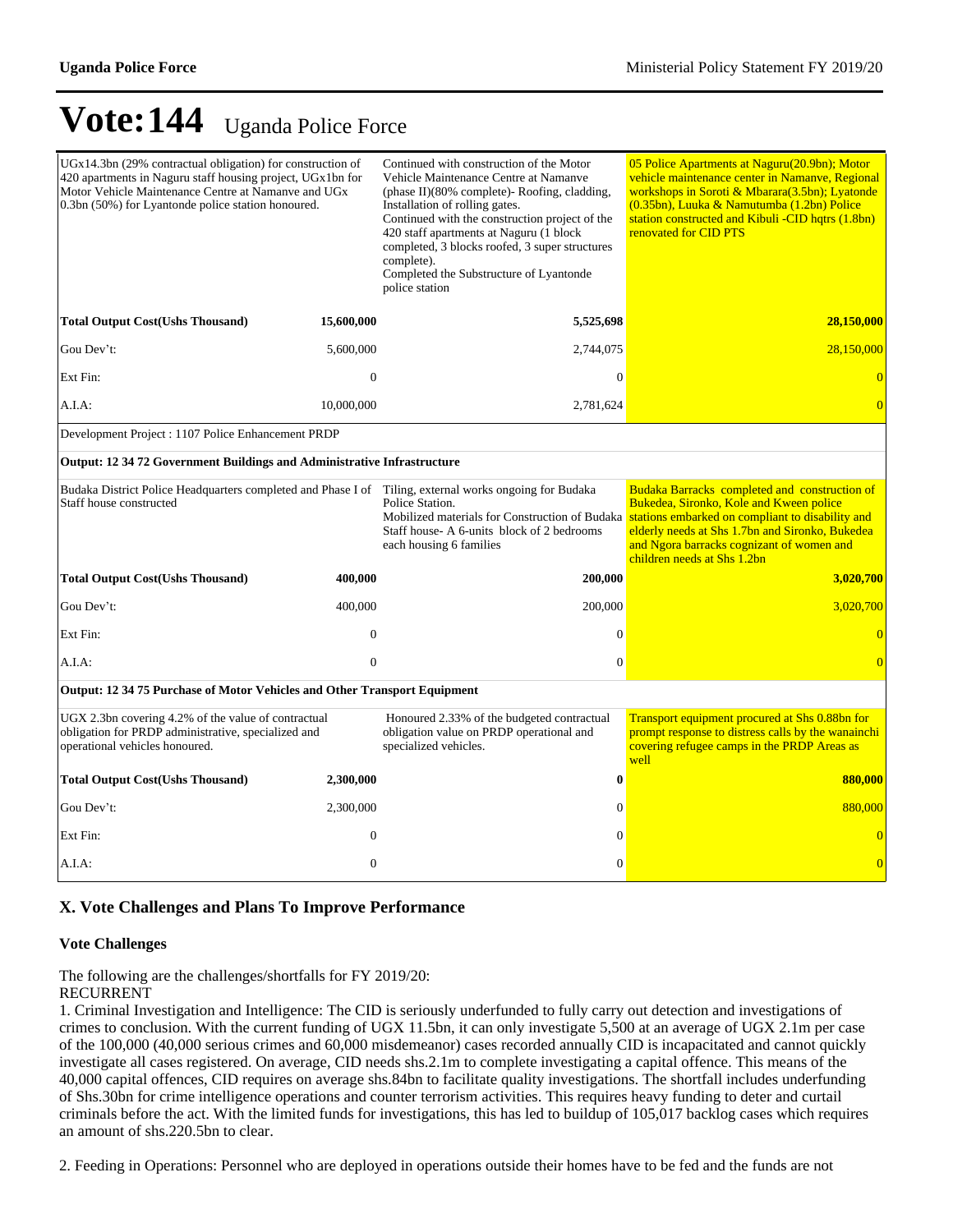# Vote:144 Uganda Police Force

| | | | |
|---|---|---|---|
| UGx14.3bn (29% contractual obligation) for construction of 420 apartments in Naguru staff housing project, UGx1bn for Motor Vehicle Maintenance Centre at Namanve and UGx 0.3bn (50%) for Lyantonde police station honoured. | | Continued with construction of the Motor Vehicle Maintenance Centre at Namanve (phase II)(80% complete)- Roofing, cladding, Installation of rolling gates.<br>Continued with the construction project of the 420 staff apartments at Naguru (1 block completed, 3 blocks roofed, 3 super structures complete).<br>Completed the Substructure of Lyantonde police station | 05 Police Apartments at Naguru(20.9bn); Motor vehicle maintenance center in Namanve, Regional workshops in Soroti & Mbarara(3.5bn); Lyatonde (0.35bn), Luuka & Namutumba (1.2bn) Police station constructed and Kibuli -CID hqtrs (1.8bn) renovated for CID PTS |
| **Total Output Cost(Ushs Thousand)** | **15,600,000** | **5,525,698** | **28,150,000** |
| Gou Dev't: | 5,600,000 | 2,744,075 | 28,150,000 |
| Ext Fin: | 0 | 0 | 0 |
| A.I.A: | 10,000,000 | 2,781,624 | 0 |
| Development Project : 1107 Police Enhancement PRDP | | | |
| **Output: 12 34 72 Government Buildings and Administrative Infrastructure** | | | |
| Budaka District Police Headquarters completed and Phase I of Staff house constructed | | Tiling, external works ongoing for Budaka Police Station.<br>Mobilized materials for Construction of Budaka Staff house- A 6-units block of 2 bedrooms each housing 6 families | Budaka Barracks completed and construction of Bukedea, Sironko, Kole and Kween police stations embarked on compliant to disability and elderly needs at Shs 1.7bn and Sironko, Bukedea and Ngora barracks cognizant of women and children needs at Shs 1.2bn |
| **Total Output Cost(Ushs Thousand)** | **400,000** | **200,000** | **3,020,700** |
| Gou Dev't: | 400,000 | 200,000 | 3,020,700 |
| Ext Fin: | 0 | 0 | 0 |
| A.I.A: | 0 | 0 | 0 |
| **Output: 12 34 75 Purchase of Motor Vehicles and Other Transport Equipment** | | | |
| UGX 2.3bn covering 4.2% of the value of contractual obligation for PRDP administrative, specialized and operational vehicles honoured. | | Honoured 2.33% of the budgeted contractual obligation value on PRDP operational and specialized vehicles. | Transport equipment procured at Shs 0.88bn for prompt response to distress calls by the wanainchi covering refugee camps in the PRDP Areas as well |
| **Total Output Cost(Ushs Thousand)** | **2,300,000** | **0** | **880,000** |
| Gou Dev't: | 2,300,000 | 0 | 880,000 |
| Ext Fin: | 0 | 0 | 0 |
| A.I.A: | 0 | 0 | 0 |

## X. Vote Challenges and Plans To Improve Performance

### Vote Challenges

The following are the challenges/shortfalls for FY 2019/20:
RECURRENT

1. Criminal Investigation and Intelligence: The CID is seriously underfunded to fully carry out detection and investigations of crimes to conclusion. With the current funding of UGX 11.5bn, it can only investigate 5,500 at an average of UGX 2.1m per case of the 100,000 (40,000 serious crimes and 60,000 misdemeanor) cases recorded annually CID is incapacitated and cannot quickly investigate all cases registered. On average, CID needs shs.2.1m to complete investigating a capital offence. This means of the 40,000 capital offences, CID requires on average shs.84bn to facilitate quality investigations. The shortfall includes underfunding of Shs.30bn for crime intelligence operations and counter terrorism activities. This requires heavy funding to deter and curtail criminals before the act. With the limited funds for investigations, this has led to buildup of 105,017 backlog cases which requires an amount of shs.220.5bn to clear.

2. Feeding in Operations: Personnel who are deployed in operations outside their homes have to be fed and the funds are not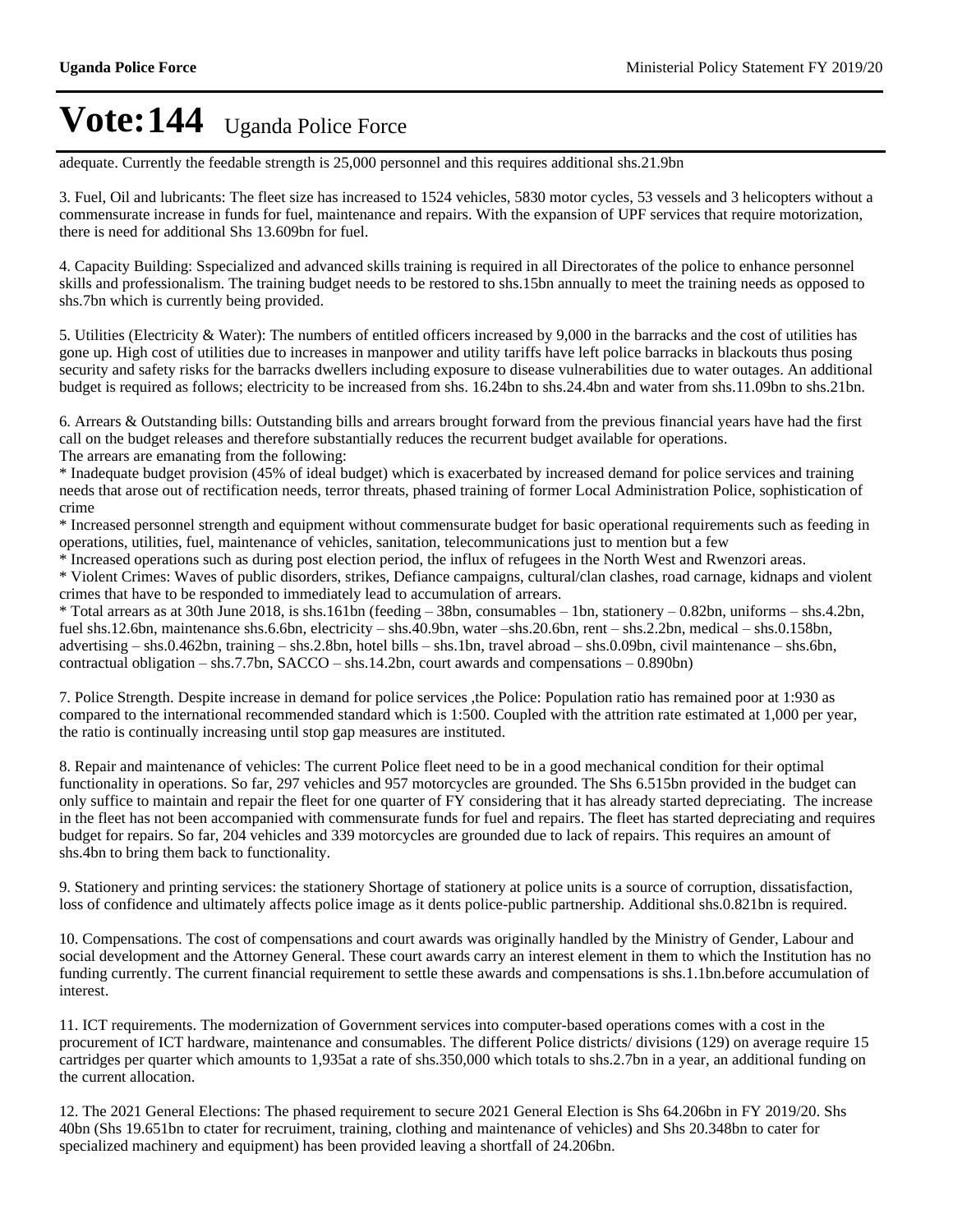# Vote:144 Uganda Police Force

adequate. Currently the feedable strength is 25,000 personnel and this requires additional shs.21.9bn

3. Fuel, Oil and lubricants: The fleet size has increased to 1524 vehicles, 5830 motor cycles, 53 vessels and 3 helicopters without a commensurate increase in funds for fuel, maintenance and repairs. With the expansion of UPF services that require motorization, there is need for additional Shs 13.609bn for fuel.

4. Capacity Building: Sspecialized and advanced skills training is required in all Directorates of the police to enhance personnel skills and professionalism. The training budget needs to be restored to shs.15bn annually to meet the training needs as opposed to shs.7bn which is currently being provided.

5. Utilities (Electricity & Water): The numbers of entitled officers increased by 9,000 in the barracks and the cost of utilities has gone up. High cost of utilities due to increases in manpower and utility tariffs have left police barracks in blackouts thus posing security and safety risks for the barracks dwellers including exposure to disease vulnerabilities due to water outages. An additional budget is required as follows; electricity to be increased from shs. 16.24bn to shs.24.4bn and water from shs.11.09bn to shs.21bn.

6. Arrears & Outstanding bills: Outstanding bills and arrears brought forward from the previous financial years have had the first call on the budget releases and therefore substantially reduces the recurrent budget available for operations.
The arrears are emanating from the following:
* Inadequate budget provision (45% of ideal budget) which is exacerbated by increased demand for police services and training needs that arose out of rectification needs, terror threats, phased training of former Local Administration Police, sophistication of crime
* Increased personnel strength and equipment without commensurate budget for basic operational requirements such as feeding in operations, utilities, fuel, maintenance of vehicles, sanitation, telecommunications just to mention but a few
* Increased operations such as during post election period, the influx of refugees in the North West and Rwenzori areas.
* Violent Crimes: Waves of public disorders, strikes, Defiance campaigns, cultural/clan clashes, road carnage, kidnaps and violent crimes that have to be responded to immediately lead to accumulation of arrears.
* Total arrears as at 30th June 2018, is shs.161bn (feeding – 38bn, consumables – 1bn, stationery – 0.82bn, uniforms – shs.4.2bn, fuel shs.12.6bn, maintenance shs.6.6bn, electricity – shs.40.9bn, water –shs.20.6bn, rent – shs.2.2bn, medical – shs.0.158bn, advertising – shs.0.462bn, training – shs.2.8bn, hotel bills – shs.1bn, travel abroad – shs.0.09bn, civil maintenance – shs.6bn, contractual obligation – shs.7.7bn, SACCO – shs.14.2bn, court awards and compensations – 0.890bn)

7. Police Strength. Despite increase in demand for police services ,the Police: Population ratio has remained poor at 1:930 as compared to the international recommended standard which is 1:500. Coupled with the attrition rate estimated at 1,000 per year, the ratio is continually increasing until stop gap measures are instituted.

8. Repair and maintenance of vehicles: The current Police fleet need to be in a good mechanical condition for their optimal functionality in operations. So far, 297 vehicles and 957 motorcycles are grounded. The Shs 6.515bn provided in the budget can only suffice to maintain and repair the fleet for one quarter of FY considering that it has already started depreciating. The increase in the fleet has not been accompanied with commensurate funds for fuel and repairs. The fleet has started depreciating and requires budget for repairs. So far, 204 vehicles and 339 motorcycles are grounded due to lack of repairs. This requires an amount of shs.4bn to bring them back to functionality.

9. Stationery and printing services: the stationery Shortage of stationery at police units is a source of corruption, dissatisfaction, loss of confidence and ultimately affects police image as it dents police-public partnership. Additional shs.0.821bn is required.

10. Compensations. The cost of compensations and court awards was originally handled by the Ministry of Gender, Labour and social development and the Attorney General. These court awards carry an interest element in them to which the Institution has no funding currently. The current financial requirement to settle these awards and compensations is shs.1.1bn.before accumulation of interest.

11. ICT requirements. The modernization of Government services into computer-based operations comes with a cost in the procurement of ICT hardware, maintenance and consumables. The different Police districts/ divisions (129) on average require 15 cartridges per quarter which amounts to 1,935at a rate of shs.350,000 which totals to shs.2.7bn in a year, an additional funding on the current allocation.

12. The 2021 General Elections: The phased requirement to secure 2021 General Election is Shs 64.206bn in FY 2019/20. Shs 40bn (Shs 19.651bn to ctater for recruiment, training, clothing and maintenance of vehicles) and Shs 20.348bn to cater for specialized machinery and equipment) has been provided leaving a shortfall of 24.206bn.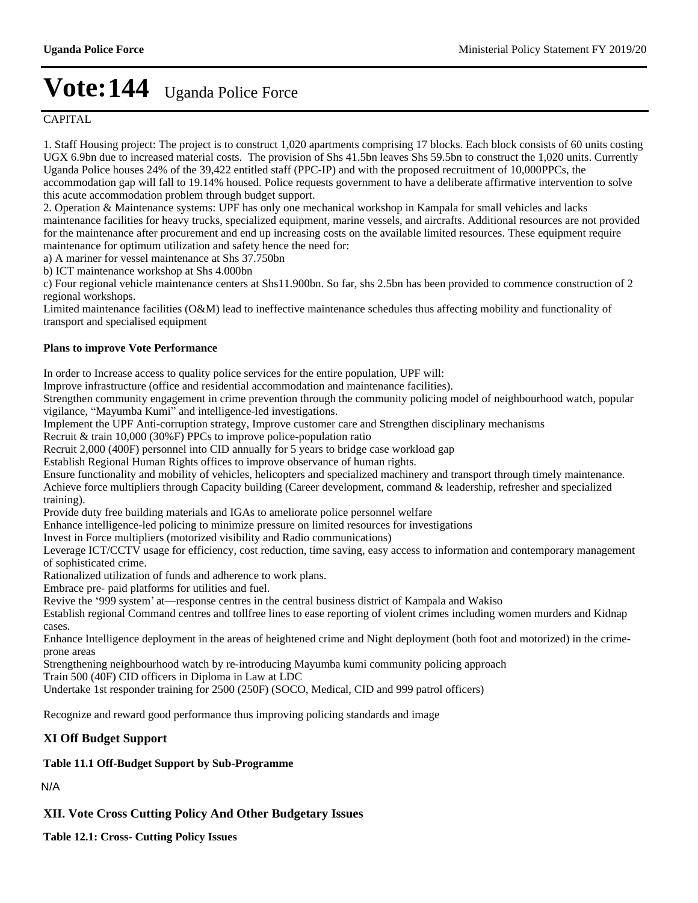# Vote:144 Uganda Police Force

CAPITAL

1. Staff Housing project: The project is to construct 1,020 apartments comprising 17 blocks. Each block consists of 60 units costing UGX 6.9bn due to increased material costs. The provision of Shs 41.5bn leaves Shs 59.5bn to construct the 1,020 units. Currently Uganda Police houses 24% of the 39,422 entitled staff (PPC-IP) and with the proposed recruitment of 10,000PPCs, the accommodation gap will fall to 19.14% housed. Police requests government to have a deliberate affirmative intervention to solve this acute accommodation problem through budget support.
2. Operation & Maintenance systems: UPF has only one mechanical workshop in Kampala for small vehicles and lacks maintenance facilities for heavy trucks, specialized equipment, marine vessels, and aircrafts. Additional resources are not provided for the maintenance after procurement and end up increasing costs on the available limited resources. These equipment require maintenance for optimum utilization and safety hence the need for:

a) A mariner for vessel maintenance at Shs 37.750bn

b) ICT maintenance workshop at Shs 4.000bn

c) Four regional vehicle maintenance centers at Shs11.900bn. So far, shs 2.5bn has been provided to commence construction of 2 regional workshops.

Limited maintenance facilities (O&M) lead to ineffective maintenance schedules thus affecting mobility and functionality of transport and specialised equipment

**Plans to improve Vote Performance**

In order to Increase access to quality police services for the entire population, UPF will:

Improve infrastructure (office and residential accommodation and maintenance facilities).

Strengthen community engagement in crime prevention through the community policing model of neighbourhood watch, popular vigilance, "Mayumba Kumi" and intelligence-led investigations.

Implement the UPF Anti-corruption strategy, Improve customer care and Strengthen disciplinary mechanisms

Recruit & train 10,000 (30%F) PPCs to improve police-population ratio

Recruit 2,000 (400F) personnel into CID annually for 5 years to bridge case workload gap

Establish Regional Human Rights offices to improve observance of human rights.

Ensure functionality and mobility of vehicles, helicopters and specialized machinery and transport through timely maintenance.

Achieve force multipliers through Capacity building (Career development, command & leadership, refresher and specialized training).

Provide duty free building materials and IGAs to ameliorate police personnel welfare

Enhance intelligence-led policing to minimize pressure on limited resources for investigations

Invest in Force multipliers (motorized visibility and Radio communications)

Leverage ICT/CCTV usage for efficiency, cost reduction, time saving, easy access to information and contemporary management of sophisticated crime.

Rationalized utilization of funds and adherence to work plans.

Embrace pre- paid platforms for utilities and fuel.

Revive the '999 system' at—response centres in the central business district of Kampala and Wakiso

Establish regional Command centres and tollfree lines to ease reporting of violent crimes including women murders and Kidnap cases.

Enhance Intelligence deployment in the areas of heightened crime and Night deployment (both foot and motorized) in the crime-prone areas

Strengthening neighbourhood watch by re-introducing Mayumba kumi community policing approach

Train 500 (40F) CID officers in Diploma in Law at LDC

Undertake 1st responder training for 2500 (250F) (SOCO, Medical, CID and 999 patrol officers)

Recognize and reward good performance thus improving policing standards and image

## XI Off Budget Support

**Table 11.1 Off-Budget Support by Sub-Programme**

N/A

## XII. Vote Cross Cutting Policy And Other Budgetary Issues

**Table 12.1: Cross- Cutting Policy Issues**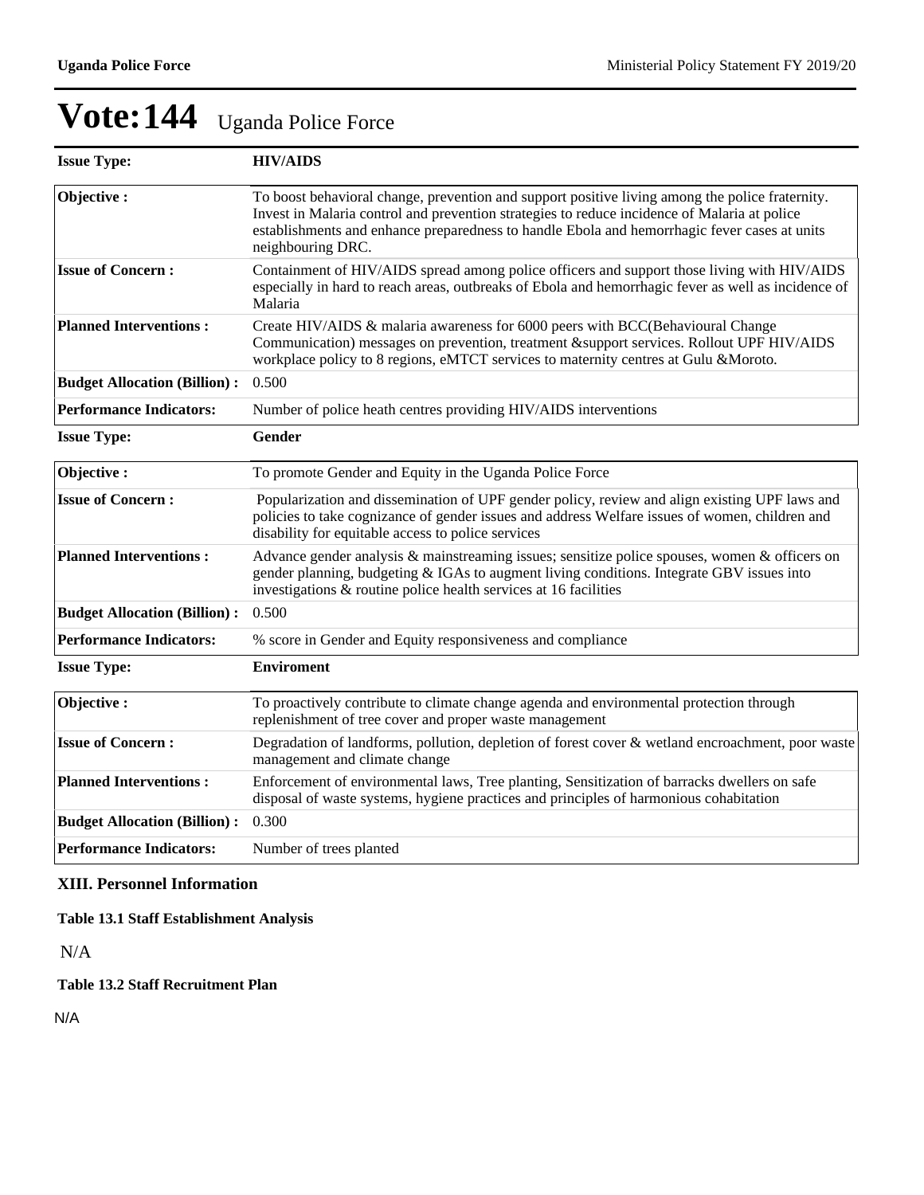# Vote:144 Uganda Police Force

| | |
|---|---|
| **Issue Type:** | **HIV/AIDS** |
| **Objective :** | To boost behavioral change, prevention and support positive living among the police fraternity. Invest in Malaria control and prevention strategies to reduce incidence of Malaria at police establishments and enhance preparedness to handle Ebola and hemorrhagic fever cases at units neighbouring DRC. |
| **Issue of Concern :** | Containment of HIV/AIDS spread among police officers and support those living with HIV/AIDS especially in hard to reach areas, outbreaks of Ebola and hemorrhagic fever as well as incidence of Malaria |
| **Planned Interventions :** | Create HIV/AIDS & malaria awareness for 6000 peers with BCC(Behavioural Change Communication) messages on prevention, treatment &support services. Rollout UPF HIV/AIDS workplace policy to 8 regions, eMTCT services to maternity centres at Gulu &Moroto. |
| **Budget Allocation (Billion) :** | 0.500 |
| **Performance Indicators:** | Number of police heath centres providing HIV/AIDS interventions |

| | |
|---|---|
| **Issue Type:** | **Gender** |
| **Objective :** | To promote Gender and Equity in the Uganda Police Force |
| **Issue of Concern :** | Popularization and dissemination of UPF gender policy, review and align existing UPF laws and policies to take cognizance of gender issues and address Welfare issues of women, children and disability for equitable access to police services |
| **Planned Interventions :** | Advance gender analysis & mainstreaming issues; sensitize police spouses, women & officers on gender planning, budgeting & IGAs to augment living conditions. Integrate GBV issues into investigations & routine police health services at 16 facilities |
| **Budget Allocation (Billion) :** | 0.500 |
| **Performance Indicators:** | % score in Gender and Equity responsiveness and compliance |

| | |
|---|---|
| **Issue Type:** | **Enviroment** |
| **Objective :** | To proactively contribute to climate change agenda and environmental protection through replenishment of tree cover and proper waste management |
| **Issue of Concern :** | Degradation of landforms, pollution, depletion of forest cover & wetland encroachment, poor waste management and climate change |
| **Planned Interventions :** | Enforcement of environmental laws, Tree planting, Sensitization of barracks dwellers on safe disposal of waste systems, hygiene practices and principles of harmonious cohabitation |
| **Budget Allocation (Billion) :** | 0.300 |
| **Performance Indicators:** | Number of trees planted |

## XIII. Personnel Information

### Table 13.1 Staff Establishment Analysis

N/A

### Table 13.2 Staff Recruitment Plan

N/A